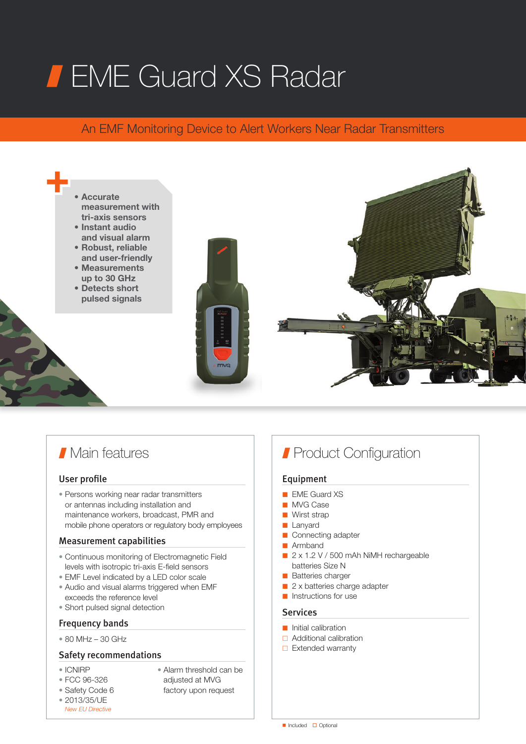# EME Guard XS Radar

An EMF Monitoring Device to Alert Workers Near Radar Transmitters

- **Accurate measurement with tri-axis sensors**
- **Instant audio and visual alarm**
- **Robust, reliable and user-friendly**
- **Measurements up to 30 GHz**
- **Detects short pulsed signals**

## Main features

### User profile

- Persons working near radar transmitters or antennas including installation and maintenance workers, broadcast, PMR and mobile phone operators or regulatory body employees

### Measurement capabilities

- Continuous monitoring of Electromagnetic Field levels with isotropic tri-axis E-field sensors
- EMF Level indicated by a LED color scale
- Audio and visual alarms triggered when EMF exceeds the reference level
- Short pulsed signal detection

### Frequency bands

- 80 MHz – 30 GHz

### Safety recommendations

- ICNIRP
- FCC 96-326
- Safety Code 6
- 2013/35/UE
  *New EU Directive*
- Alarm threshold can be adjusted at MVG factory upon request

## Product Configuration

### Equipment

- ■ EME Guard XS
- ■ MVG Case
- ■ Wrist strap
- ■ Lanyard
- ■ Connecting adapter
- ■ Armband
- ■ 2 x 1.2 V / 500 mAh NiMH rechargeable batteries Size N
- ■ Batteries charger
- ■ 2 x batteries charge adapter
- ■ Instructions for use

### Services

- ■ Initial calibration
- □ Additional calibration
- □ Extended warranty

■ Included □ Optional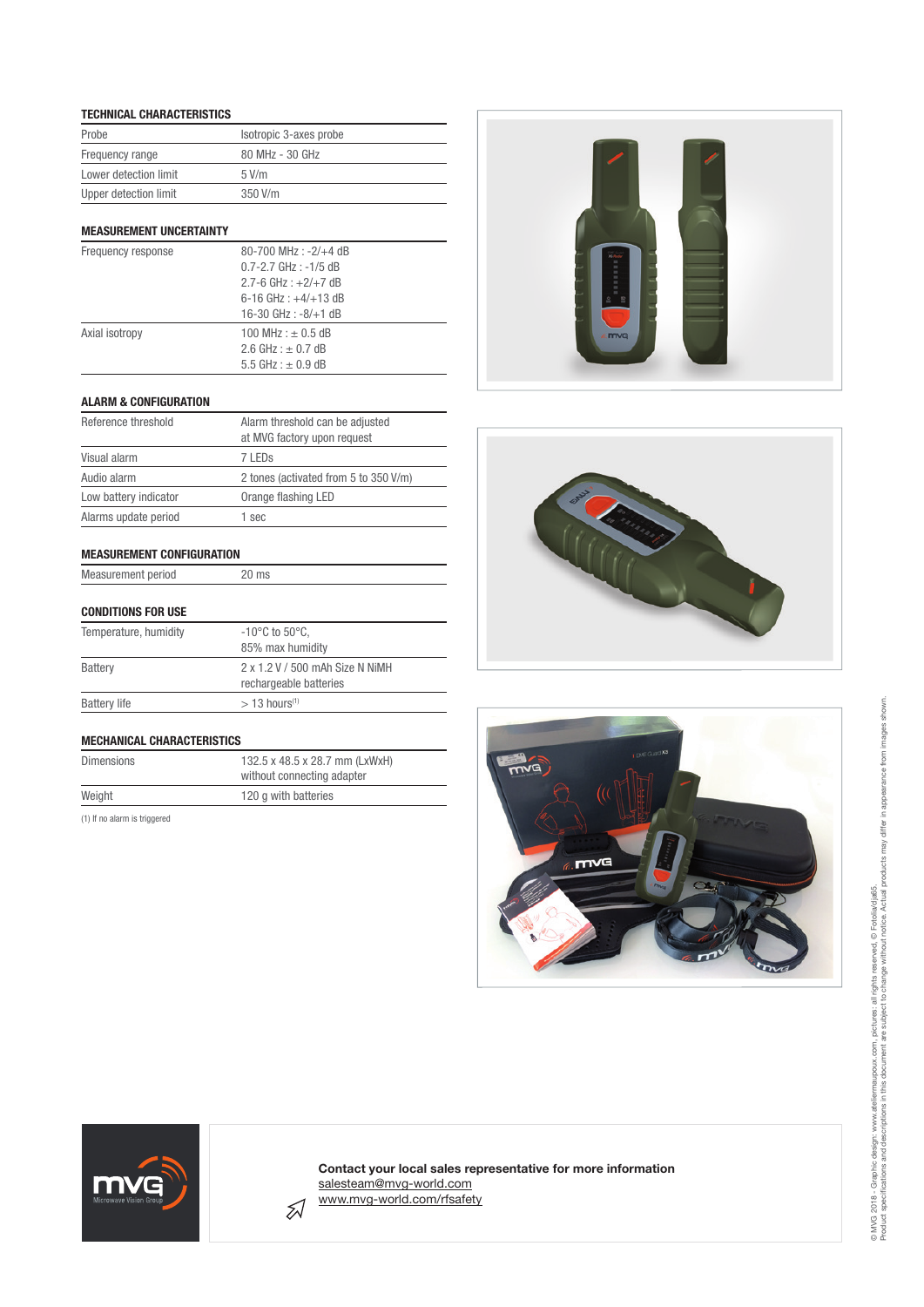## TECHNICAL CHARACTERISTICS

| | |
|---|---|
| Probe | Isotropic 3-axes probe |
| Frequency range | 80 MHz - 30 GHz |
| Lower detection limit | 5 V/m |
| Upper detection limit | 350 V/m |

## MEASUREMENT UNCERTAINTY

| | |
|---|---|
| Frequency response | 80-700 MHz : -2/+4 dB<br>0.7-2.7 GHz : -1/5 dB<br>2.7-6 GHz : +2/+7 dB<br>6-16 GHz : +4/+13 dB<br>16-30 GHz : -8/+1 dB |
| Axial isotropy | 100 MHz : ± 0.5 dB<br>2.6 GHz : ± 0.7 dB<br>5.5 GHz : ± 0.9 dB |

## ALARM & CONFIGURATION

| | |
|---|---|
| Reference threshold | Alarm threshold can be adjusted at MVG factory upon request |
| Visual alarm | 7 LEDs |
| Audio alarm | 2 tones (activated from 5 to 350 V/m) |
| Low battery indicator | Orange flashing LED |
| Alarms update period | 1 sec |

## MEASUREMENT CONFIGURATION

| | |
|---|---|
| Measurement period | 20 ms |

## CONDITIONS FOR USE

| | |
|---|---|
| Temperature, humidity | -10°C to 50°C, 85% max humidity |
| Battery | 2 x 1.2 V / 500 mAh Size N NiMH rechargeable batteries |
| Battery life | > 13 hours[1] |

## MECHANICAL CHARACTERISTICS

| | |
|---|---|
| Dimensions | 132.5 x 48.5 x 28.7 mm (LxWxH) without connecting adapter |
| Weight | 120 g with batteries |

(1) If no alarm is triggered

mvg Microwave Vision Group

**Contact your local sales representative for more information**
salesteam@mvg-world.com
www.mvg-world.com/rfsafety

© MVG 2018 - Graphic design: www.ateliermaupoux.com, pictures: all rights reserved, © Fotolia/djak5.
Product specifications and descriptions in this document are subject to change without notice. Actual products may differ in appearance from images shown.